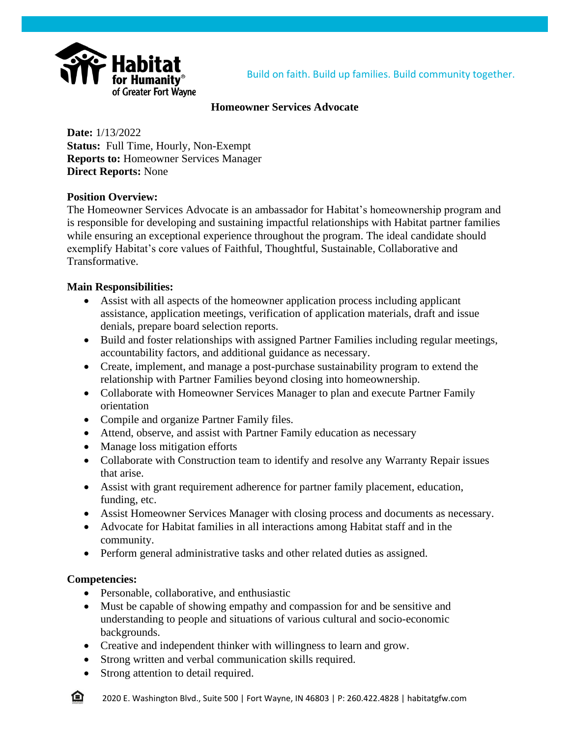Build on faith. Build up families. Build community together.

# Homeowner Services Advocate

**Date:** 1/13/2022
**Status:** Full Time, Hourly, Non-Exempt
**Reports to:** Homeowner Services Manager
**Direct Reports:** None

**Position Overview:**
The Homeowner Services Advocate is an ambassador for Habitat's homeownership program and is responsible for developing and sustaining impactful relationships with Habitat partner families while ensuring an exceptional experience throughout the program. The ideal candidate should exemplify Habitat's core values of Faithful, Thoughtful, Sustainable, Collaborative and Transformative.

**Main Responsibilities:**

- Assist with all aspects of the homeowner application process including applicant assistance, application meetings, verification of application materials, draft and issue denials, prepare board selection reports.
- Build and foster relationships with assigned Partner Families including regular meetings, accountability factors, and additional guidance as necessary.
- Create, implement, and manage a post-purchase sustainability program to extend the relationship with Partner Families beyond closing into homeownership.
- Collaborate with Homeowner Services Manager to plan and execute Partner Family orientation
- Compile and organize Partner Family files.
- Attend, observe, and assist with Partner Family education as necessary
- Manage loss mitigation efforts
- Collaborate with Construction team to identify and resolve any Warranty Repair issues that arise.
- Assist with grant requirement adherence for partner family placement, education, funding, etc.
- Assist Homeowner Services Manager with closing process and documents as necessary.
- Advocate for Habitat families in all interactions among Habitat staff and in the community.
- Perform general administrative tasks and other related duties as assigned.

**Competencies:**

- Personable, collaborative, and enthusiastic
- Must be capable of showing empathy and compassion for and be sensitive and understanding to people and situations of various cultural and socio-economic backgrounds.
- Creative and independent thinker with willingness to learn and grow.
- Strong written and verbal communication skills required.
- Strong attention to detail required.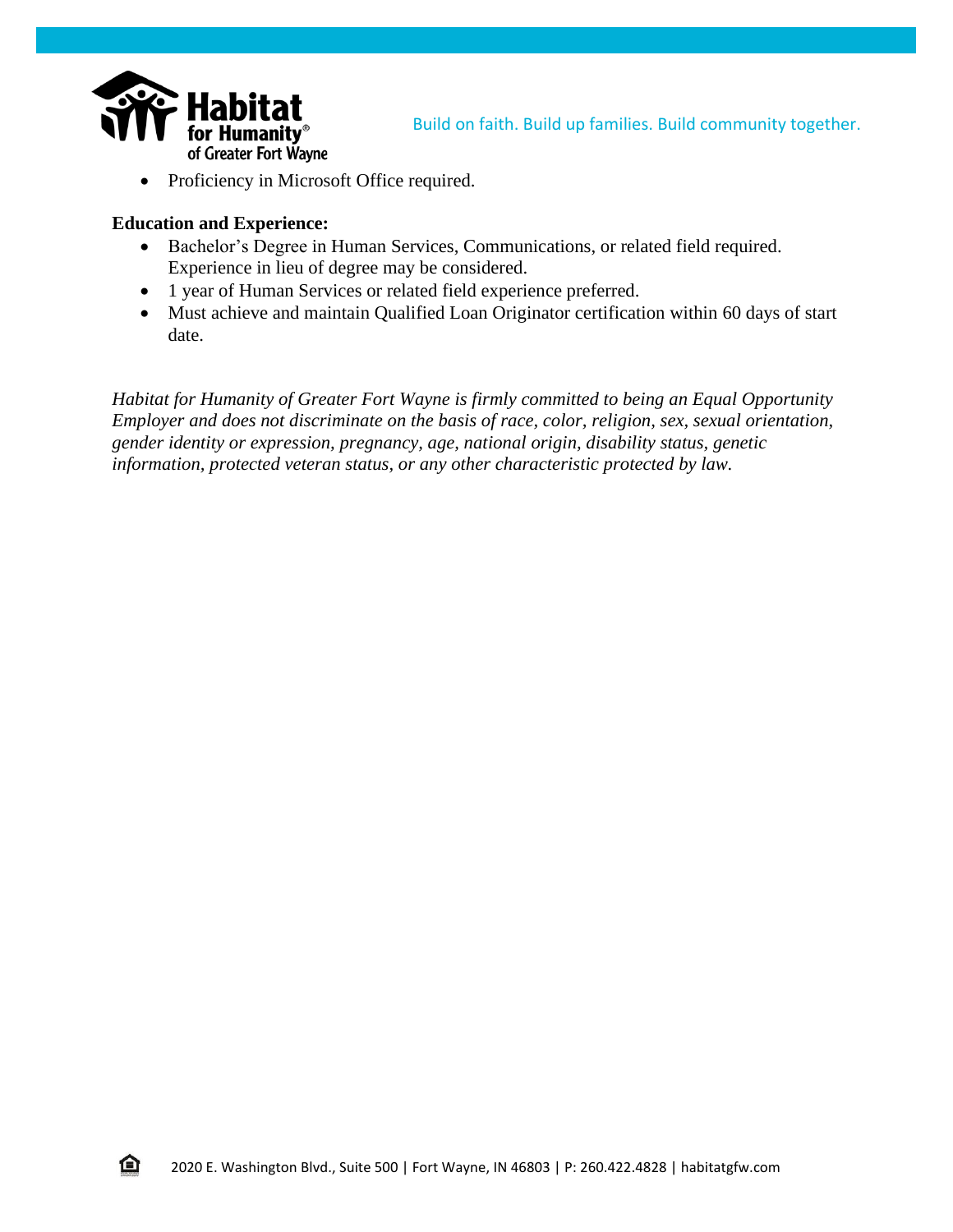- Proficiency in Microsoft Office required.

**Education and Experience:**

- Bachelor's Degree in Human Services, Communications, or related field required. Experience in lieu of degree may be considered.
- 1 year of Human Services or related field experience preferred.
- Must achieve and maintain Qualified Loan Originator certification within 60 days of start date.

*Habitat for Humanity of Greater Fort Wayne is firmly committed to being an Equal Opportunity Employer and does not discriminate on the basis of race, color, religion, sex, sexual orientation, gender identity or expression, pregnancy, age, national origin, disability status, genetic information, protected veteran status, or any other characteristic protected by law.*